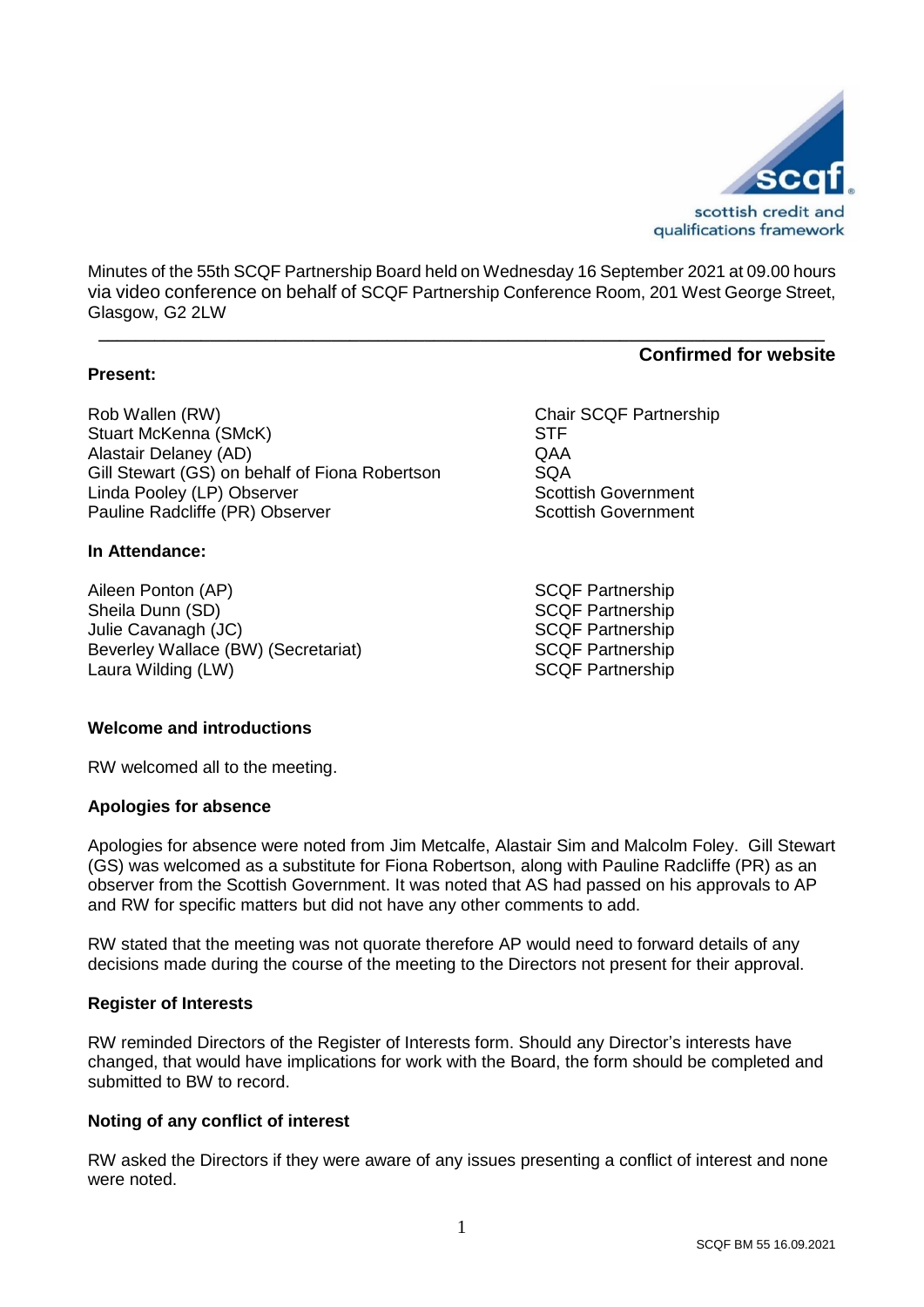Minutes of the 55th SCQF Partnership Board held on Wednesday 16 September 2021 at 09.00 hours via video conference on behalf of SCQF Partnership Conference Room, 201 West George Street, Glasgow, G2 2LW

---

**Confirmed for website**

**Present:**

| | |
|---|---|
| Rob Wallen (RW) | Chair SCQF Partnership |
| Stuart McKenna (SMcK) | STF |
| Alastair Delaney (AD) | QAA |
| Gill Stewart (GS) on behalf of Fiona Robertson | SQA |
| Linda Pooley (LP) Observer | Scottish Government |
| Pauline Radcliffe (PR) Observer | Scottish Government |

**In Attendance:**

| | |
|---|---|
| Aileen Ponton (AP) | SCQF Partnership |
| Sheila Dunn (SD) | SCQF Partnership |
| Julie Cavanagh (JC) | SCQF Partnership |
| Beverley Wallace (BW) (Secretariat) | SCQF Partnership |
| Laura Wilding (LW) | SCQF Partnership |

**Welcome and introductions**

RW welcomed all to the meeting.

**Apologies for absence**

Apologies for absence were noted from Jim Metcalfe, Alastair Sim and Malcolm Foley. Gill Stewart (GS) was welcomed as a substitute for Fiona Robertson, along with Pauline Radcliffe (PR) as an observer from the Scottish Government. It was noted that AS had passed on his approvals to AP and RW for specific matters but did not have any other comments to add.

RW stated that the meeting was not quorate therefore AP would need to forward details of any decisions made during the course of the meeting to the Directors not present for their approval.

**Register of Interests**

RW reminded Directors of the Register of Interests form. Should any Director's interests have changed, that would have implications for work with the Board, the form should be completed and submitted to BW to record.

**Noting of any conflict of interest**

RW asked the Directors if they were aware of any issues presenting a conflict of interest and none were noted.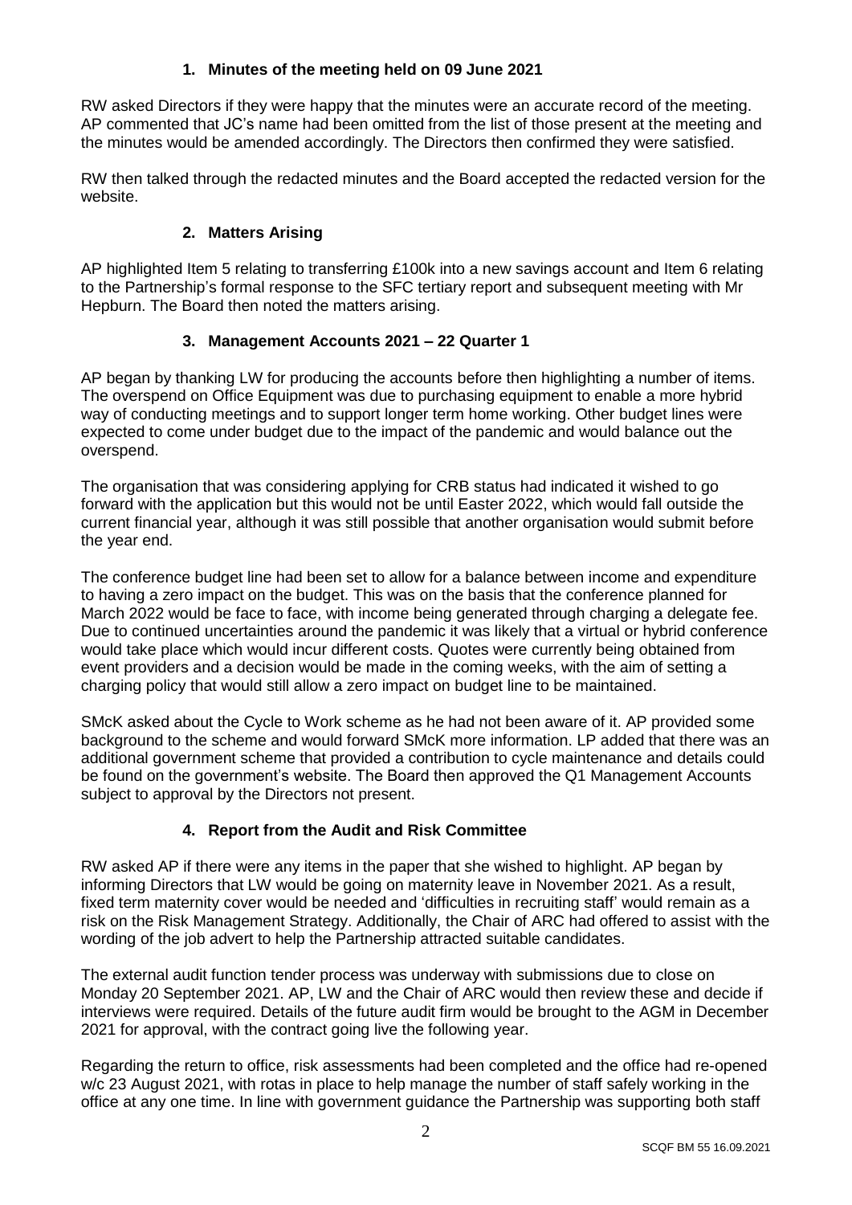## 1. Minutes of the meeting held on 09 June 2021

RW asked Directors if they were happy that the minutes were an accurate record of the meeting. AP commented that JC's name had been omitted from the list of those present at the meeting and the minutes would be amended accordingly. The Directors then confirmed they were satisfied.

RW then talked through the redacted minutes and the Board accepted the redacted version for the website.

## 2. Matters Arising

AP highlighted Item 5 relating to transferring £100k into a new savings account and Item 6 relating to the Partnership's formal response to the SFC tertiary report and subsequent meeting with Mr Hepburn. The Board then noted the matters arising.

## 3. Management Accounts 2021 – 22 Quarter 1

AP began by thanking LW for producing the accounts before then highlighting a number of items. The overspend on Office Equipment was due to purchasing equipment to enable a more hybrid way of conducting meetings and to support longer term home working. Other budget lines were expected to come under budget due to the impact of the pandemic and would balance out the overspend.

The organisation that was considering applying for CRB status had indicated it wished to go forward with the application but this would not be until Easter 2022, which would fall outside the current financial year, although it was still possible that another organisation would submit before the year end.

The conference budget line had been set to allow for a balance between income and expenditure to having a zero impact on the budget. This was on the basis that the conference planned for March 2022 would be face to face, with income being generated through charging a delegate fee. Due to continued uncertainties around the pandemic it was likely that a virtual or hybrid conference would take place which would incur different costs. Quotes were currently being obtained from event providers and a decision would be made in the coming weeks, with the aim of setting a charging policy that would still allow a zero impact on budget line to be maintained.

SMcK asked about the Cycle to Work scheme as he had not been aware of it. AP provided some background to the scheme and would forward SMcK more information. LP added that there was an additional government scheme that provided a contribution to cycle maintenance and details could be found on the government's website. The Board then approved the Q1 Management Accounts subject to approval by the Directors not present.

## 4. Report from the Audit and Risk Committee

RW asked AP if there were any items in the paper that she wished to highlight. AP began by informing Directors that LW would be going on maternity leave in November 2021. As a result, fixed term maternity cover would be needed and 'difficulties in recruiting staff' would remain as a risk on the Risk Management Strategy. Additionally, the Chair of ARC had offered to assist with the wording of the job advert to help the Partnership attracted suitable candidates.

The external audit function tender process was underway with submissions due to close on Monday 20 September 2021. AP, LW and the Chair of ARC would then review these and decide if interviews were required. Details of the future audit firm would be brought to the AGM in December 2021 for approval, with the contract going live the following year.

Regarding the return to office, risk assessments had been completed and the office had re-opened w/c 23 August 2021, with rotas in place to help manage the number of staff safely working in the office at any one time. In line with government guidance the Partnership was supporting both staff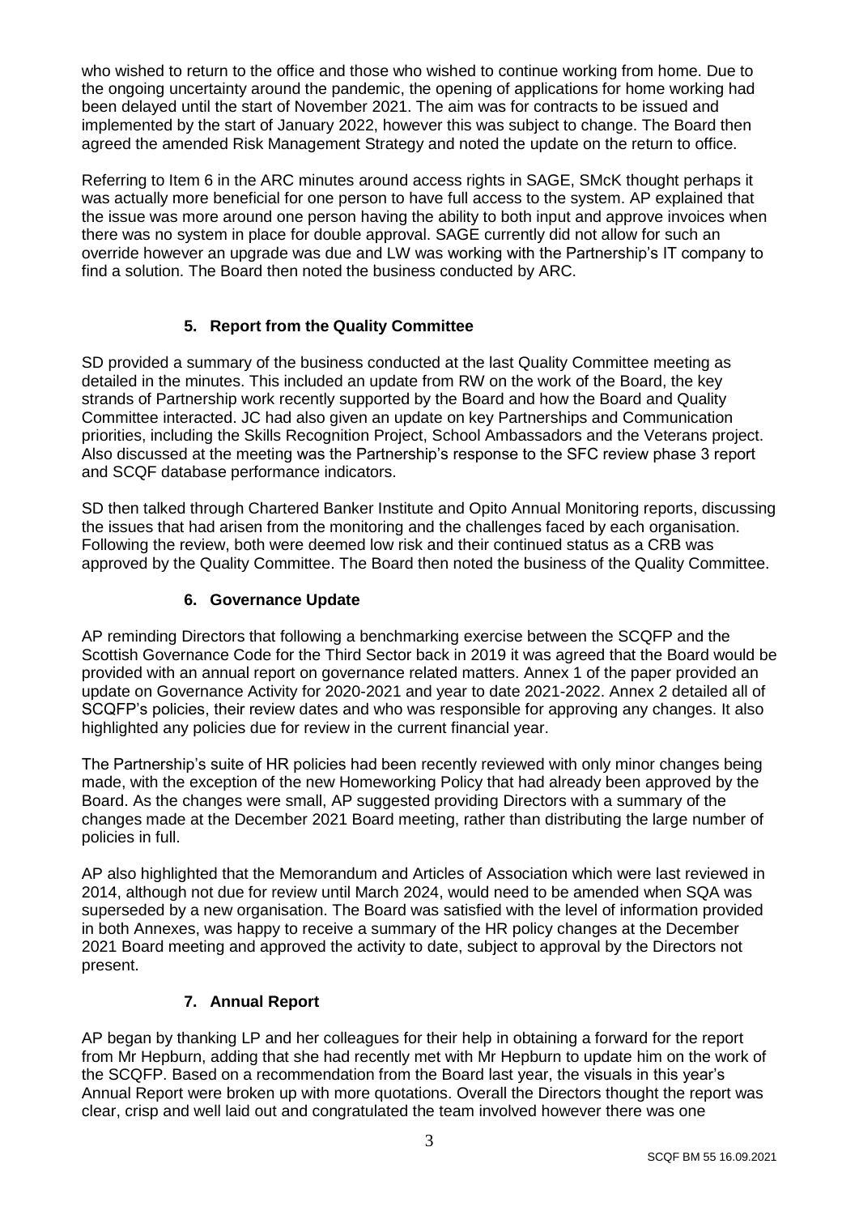who wished to return to the office and those who wished to continue working from home. Due to the ongoing uncertainty around the pandemic, the opening of applications for home working had been delayed until the start of November 2021. The aim was for contracts to be issued and implemented by the start of January 2022, however this was subject to change. The Board then agreed the amended Risk Management Strategy and noted the update on the return to office.

Referring to Item 6 in the ARC minutes around access rights in SAGE, SMcK thought perhaps it was actually more beneficial for one person to have full access to the system. AP explained that the issue was more around one person having the ability to both input and approve invoices when there was no system in place for double approval. SAGE currently did not allow for such an override however an upgrade was due and LW was working with the Partnership's IT company to find a solution. The Board then noted the business conducted by ARC.

## 5. Report from the Quality Committee

SD provided a summary of the business conducted at the last Quality Committee meeting as detailed in the minutes. This included an update from RW on the work of the Board, the key strands of Partnership work recently supported by the Board and how the Board and Quality Committee interacted. JC had also given an update on key Partnerships and Communication priorities, including the Skills Recognition Project, School Ambassadors and the Veterans project. Also discussed at the meeting was the Partnership's response to the SFC review phase 3 report and SCQF database performance indicators.

SD then talked through Chartered Banker Institute and Opito Annual Monitoring reports, discussing the issues that had arisen from the monitoring and the challenges faced by each organisation. Following the review, both were deemed low risk and their continued status as a CRB was approved by the Quality Committee. The Board then noted the business of the Quality Committee.

## 6. Governance Update

AP reminding Directors that following a benchmarking exercise between the SCQFP and the Scottish Governance Code for the Third Sector back in 2019 it was agreed that the Board would be provided with an annual report on governance related matters. Annex 1 of the paper provided an update on Governance Activity for 2020-2021 and year to date 2021-2022. Annex 2 detailed all of SCQFP's policies, their review dates and who was responsible for approving any changes. It also highlighted any policies due for review in the current financial year.

The Partnership's suite of HR policies had been recently reviewed with only minor changes being made, with the exception of the new Homeworking Policy that had already been approved by the Board. As the changes were small, AP suggested providing Directors with a summary of the changes made at the December 2021 Board meeting, rather than distributing the large number of policies in full.

AP also highlighted that the Memorandum and Articles of Association which were last reviewed in 2014, although not due for review until March 2024, would need to be amended when SQA was superseded by a new organisation. The Board was satisfied with the level of information provided in both Annexes, was happy to receive a summary of the HR policy changes at the December 2021 Board meeting and approved the activity to date, subject to approval by the Directors not present.

## 7. Annual Report

AP began by thanking LP and her colleagues for their help in obtaining a forward for the report from Mr Hepburn, adding that she had recently met with Mr Hepburn to update him on the work of the SCQFP. Based on a recommendation from the Board last year, the visuals in this year's Annual Report were broken up with more quotations. Overall the Directors thought the report was clear, crisp and well laid out and congratulated the team involved however there was one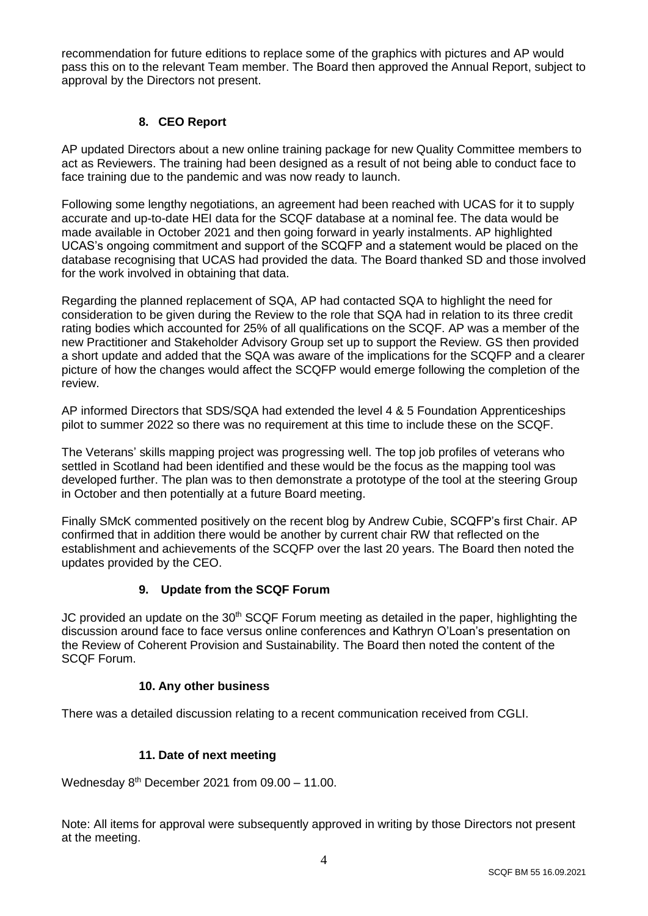recommendation for future editions to replace some of the graphics with pictures and AP would pass this on to the relevant Team member. The Board then approved the Annual Report, subject to approval by the Directors not present.

### 8. CEO Report

AP updated Directors about a new online training package for new Quality Committee members to act as Reviewers. The training had been designed as a result of not being able to conduct face to face training due to the pandemic and was now ready to launch.

Following some lengthy negotiations, an agreement had been reached with UCAS for it to supply accurate and up-to-date HEI data for the SCQF database at a nominal fee. The data would be made available in October 2021 and then going forward in yearly instalments. AP highlighted UCAS's ongoing commitment and support of the SCQFP and a statement would be placed on the database recognising that UCAS had provided the data. The Board thanked SD and those involved for the work involved in obtaining that data.

Regarding the planned replacement of SQA, AP had contacted SQA to highlight the need for consideration to be given during the Review to the role that SQA had in relation to its three credit rating bodies which accounted for 25% of all qualifications on the SCQF. AP was a member of the new Practitioner and Stakeholder Advisory Group set up to support the Review. GS then provided a short update and added that the SQA was aware of the implications for the SCQFP and a clearer picture of how the changes would affect the SCQFP would emerge following the completion of the review.

AP informed Directors that SDS/SQA had extended the level 4 & 5 Foundation Apprenticeships pilot to summer 2022 so there was no requirement at this time to include these on the SCQF.

The Veterans' skills mapping project was progressing well. The top job profiles of veterans who settled in Scotland had been identified and these would be the focus as the mapping tool was developed further. The plan was to then demonstrate a prototype of the tool at the steering Group in October and then potentially at a future Board meeting.

Finally SMcK commented positively on the recent blog by Andrew Cubie, SCQFP's first Chair. AP confirmed that in addition there would be another by current chair RW that reflected on the establishment and achievements of the SCQFP over the last 20 years. The Board then noted the updates provided by the CEO.

### 9. Update from the SCQF Forum

JC provided an update on the 30th SCQF Forum meeting as detailed in the paper, highlighting the discussion around face to face versus online conferences and Kathryn O'Loan's presentation on the Review of Coherent Provision and Sustainability. The Board then noted the content of the SCQF Forum.

### 10. Any other business

There was a detailed discussion relating to a recent communication received from CGLI.

### 11. Date of next meeting

Wednesday 8th December 2021 from 09.00 – 11.00.

Note: All items for approval were subsequently approved in writing by those Directors not present at the meeting.